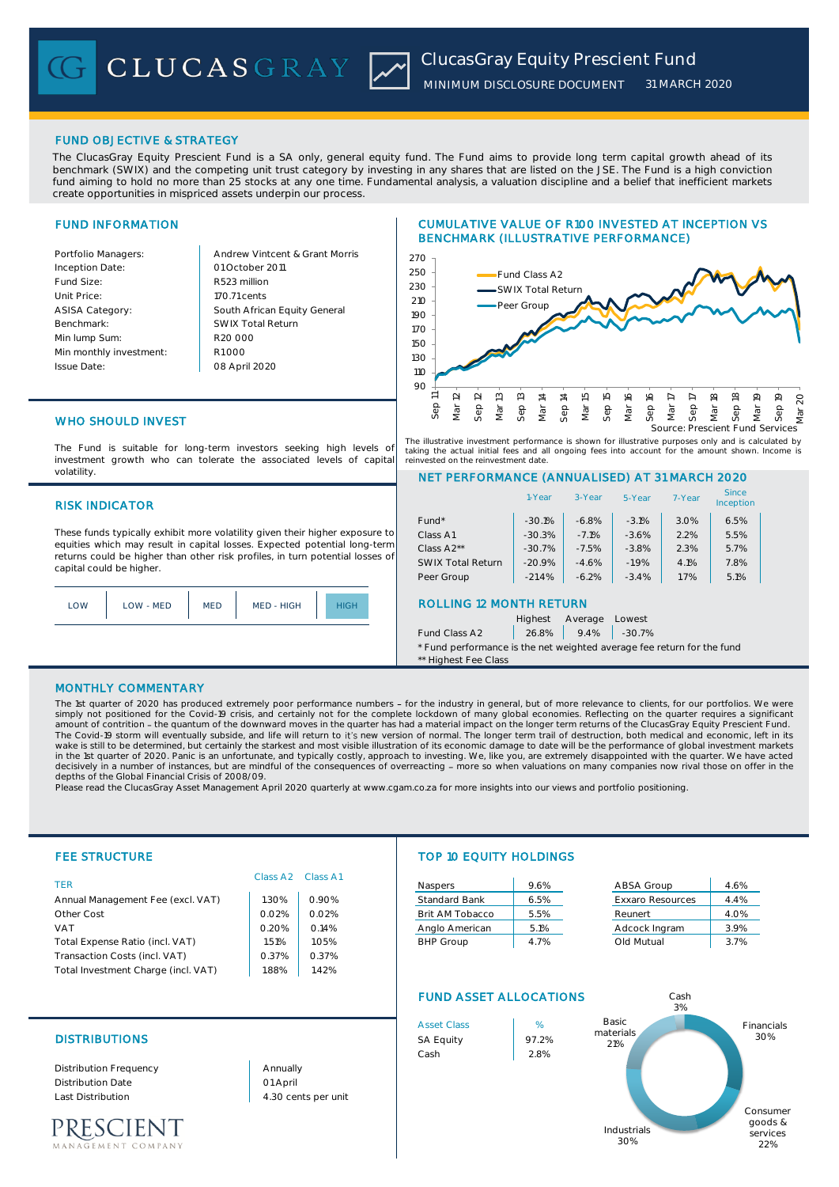# ClucasGray Equity Prescient Fund

MINIMUM DISCLOSURE DOCUMENT 31 MARCH 2020

## FUND OBJECTIVE & STRATEGY

The ClucasGray Equity Prescient Fund is a SA only, general equity fund. The Fund aims to provide long term capital growth ahead of its benchmark (SWIX) and the competing unit trust category by investing in any shares that are listed on the JSE. The Fund is a high conviction fund aiming to hold no more than 25 stocks at any one time. Fundamental analysis, a valuation discipline and a belief that inefficient markets create opportunities in mispriced assets underpin our process.

## FUND INFORMATION

| | |
|---|---|
| Portfolio Managers: | Andrew Vintcent & Grant Morris |
| Inception Date: | 01 October 2011 |
| Fund Size: | R523 million |
| Unit Price: | 170.71 cents |
| ASISA Category: | South African Equity General |
| Benchmark: | SWIX Total Return |
| Min lump Sum: | R20 000 |
| Min monthly investment: | R1 000 |
| Issue Date: | 08 April 2020 |

## CUMULATIVE VALUE OF R100 INVESTED AT INCEPTION VS BENCHMARK (ILLUSTRATIVE PERFORMANCE)

Fund Class A2 / SWIX Total Return / Peer Group

Source: Prescient Fund Services

The illustrative investment performance is shown for illustrative purposes only and is calculated by taking the actual initial fees and all ongoing fees into account for the amount shown. Income is reinvested on the reinvestment date.

## WHO SHOULD INVEST

The Fund is suitable for long-term investors seeking high levels of investment growth who can tolerate the associated levels of capital volatility.

## RISK INDICATOR

These funds typically exhibit more volatility given their higher exposure to equities which may result in capital losses. Expected potential long-term returns could be higher than other risk profiles, in turn potential losses of capital could be higher.

| LOW | LOW - MED | MED | MED - HIGH | **HIGH** |
|---|---|---|---|---|

## NET PERFORMANCE (ANNUALISED) AT 31 MARCH 2020

| | 1-Year | 3-Year | 5-Year | 7-Year | Since Inception |
|---|---|---|---|---|---|
| Fund* | -30.1% | -6.8% | -3.1% | 3.0% | 6.5% |
| Class A1 | -30.3% | -7.1% | -3.6% | 2.2% | 5.5% |
| Class A2** | -30.7% | -7.5% | -3.8% | 2.3% | 5.7% |
| SWIX Total Return | -20.9% | -4.6% | -1.9% | 4.1% | 7.8% |
| Peer Group | -21.4% | -6.2% | -3.4% | 1.7% | 5.1% |

## ROLLING 12 MONTH RETURN

| | Highest | Average | Lowest |
|---|---|---|---|
| Fund Class A2 | 26.8% | 9.4% | -30.7% |

\* Fund performance is the net weighted average fee return for the fund

\** Highest Fee Class

## MONTHLY COMMENTARY

The 1st quarter of 2020 has produced extremely poor performance numbers – for the industry in general, but of more relevance to clients, for our portfolios. We were simply not positioned for the Covid-19 crisis, and certainly not for the complete lockdown of many global economies. Reflecting on the quarter requires a significant amount of contrition – the quantum of the downward moves in the quarter has had a material impact on the longer term returns of the ClucasGray Equity Prescient Fund. The Covid-19 storm will eventually subside, and life will return to it's new version of normal. The longer term trail of destruction, both medical and economic, left in its wake is still to be determined, but certainly the starkest and most visible illustration of its economic damage to date will be the performance of global investment markets in the 1st quarter of 2020. Panic is an unfortunate, and typically costly, approach to investing. We, like you, are extremely disappointed with the quarter. We have acted decisively in a number of instances, but are mindful of the consequences of overreacting – more so when valuations on many companies now rival those on offer in the depths of the Global Financial Crisis of 2008/09.

Please read the ClucasGray Asset Management April 2020 quarterly at www.cgam.co.za for more insights into our views and portfolio positioning.

## FEE STRUCTURE

| TER | Class A2 | Class A1 |
|---|---|---|
| Annual Management Fee (excl. VAT) | 1.30% | 0.90% |
| Other Cost | 0.02% | 0.02% |
| VAT | 0.20% | 0.14% |
| Total Expense Ratio (incl. VAT) | 1.51% | 1.05% |
| Transaction Costs (incl. VAT) | 0.37% | 0.37% |
| Total Investment Charge (incl. VAT) | 1.88% | 1.42% |

## TOP 10 EQUITY HOLDINGS

| | | | |
|---|---|---|---|
| Naspers | 9.6% | ABSA Group | 4.6% |
| Standard Bank | 6.5% | Exxaro Resources | 4.4% |
| Brit AM Tobacco | 5.5% | Reunert | 4.0% |
| Anglo American | 5.1% | Adcock Ingram | 3.9% |
| BHP Group | 4.7% | Old Mutual | 3.7% |

## DISTRIBUTIONS

| | |
|---|---|
| Distribution Frequency | Annually |
| Distribution Date | 01 April |
| Last Distribution | 4.30 cents per unit |

## FUND ASSET ALLOCATIONS

| Asset Class | % |
|---|---|
| SA Equity | 97.2% |
| Cash | 2.8% |

Financials 30%, Consumer goods & services 22%, Industrials 30%, Basic materials 21%, Cash 3%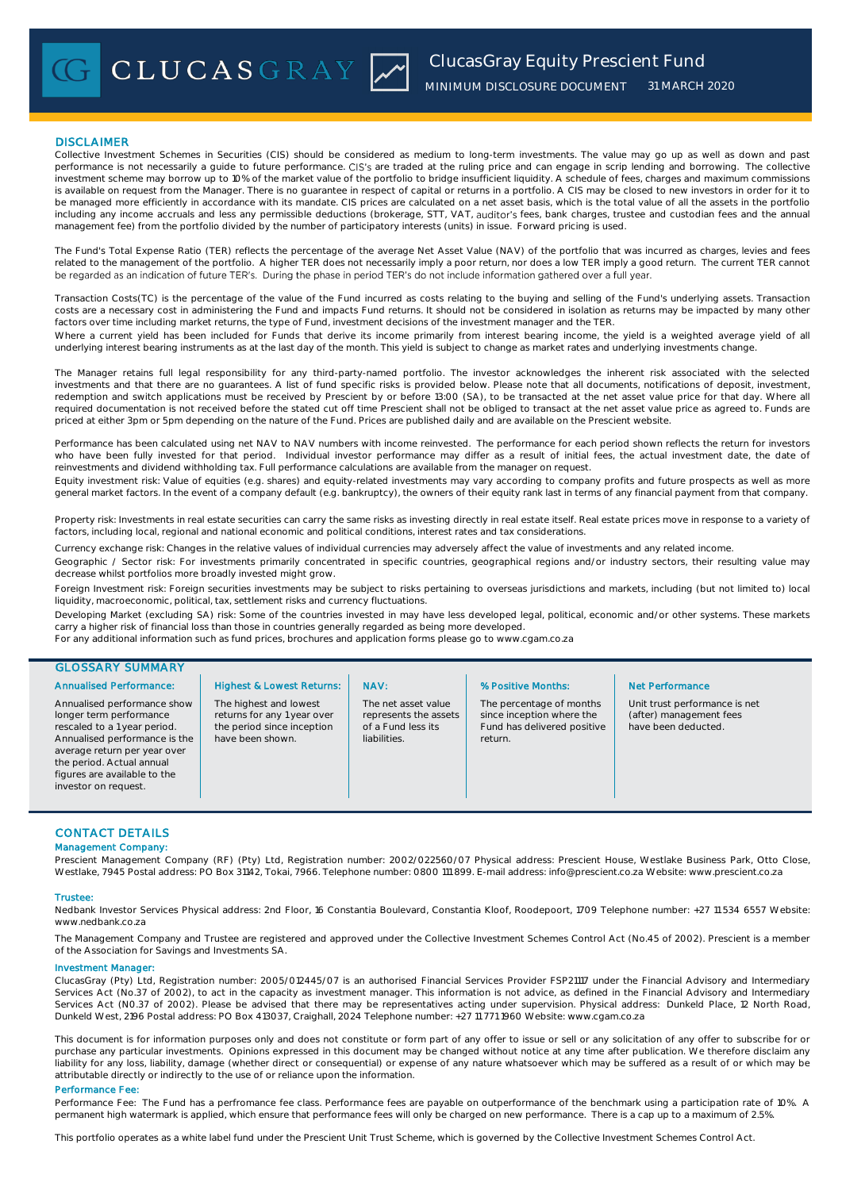# ClucasGray Equity Prescient Fund

MINIMUM DISCLOSURE DOCUMENT 31 MARCH 2020

## DISCLAIMER

Collective Investment Schemes in Securities (CIS) should be considered as medium to long-term investments. The value may go up as well as down and past performance is not necessarily a guide to future performance. CIS's are traded at the ruling price and can engage in scrip lending and borrowing. The collective investment scheme may borrow up to 10% of the market value of the portfolio to bridge insufficient liquidity. A schedule of fees, charges and maximum commissions is available on request from the Manager. There is no guarantee in respect of capital or returns in a portfolio. A CIS may be closed to new investors in order for it to be managed more efficiently in accordance with its mandate. CIS prices are calculated on a net asset basis, which is the total value of all the assets in the portfolio including any income accruals and less any permissible deductions (brokerage, STT, VAT, auditor's fees, bank charges, trustee and custodian fees and the annual management fee) from the portfolio divided by the number of participatory interests (units) in issue. Forward pricing is used.

The Fund's Total Expense Ratio (TER) reflects the percentage of the average Net Asset Value (NAV) of the portfolio that was incurred as charges, levies and fees related to the management of the portfolio. A higher TER does not necessarily imply a poor return, nor does a low TER imply a good return. The current TER cannot be regarded as an indication of future TER's. During the phase in period TER's do not include information gathered over a full year.

Transaction Costs(TC) is the percentage of the value of the Fund incurred as costs relating to the buying and selling of the Fund's underlying assets. Transaction costs are a necessary cost in administering the Fund and impacts Fund returns. It should not be considered in isolation as returns may be impacted by many other factors over time including market returns, the type of Fund, investment decisions of the investment manager and the TER.

Where a current yield has been included for Funds that derive its income primarily from interest bearing income, the yield is a weighted average yield of all underlying interest bearing instruments as at the last day of the month. This yield is subject to change as market rates and underlying investments change.

The Manager retains full legal responsibility for any third-party-named portfolio. The investor acknowledges the inherent risk associated with the selected investments and that there are no guarantees. A list of fund specific risks is provided below. Please note that all documents, notifications of deposit, investment, redemption and switch applications must be received by Prescient by or before 13:00 (SA), to be transacted at the net asset value price for that day. Where all required documentation is not received before the stated cut off time Prescient shall not be obliged to transact at the net asset value price as agreed to. Funds are priced at either 3pm or 5pm depending on the nature of the Fund. Prices are published daily and are available on the Prescient website.

Performance has been calculated using net NAV to NAV numbers with income reinvested. The performance for each period shown reflects the return for investors who have been fully invested for that period. Individual investor performance may differ as a result of initial fees, the actual investment date, the date of reinvestments and dividend withholding tax. Full performance calculations are available from the manager on request.

Equity investment risk: Value of equities (e.g. shares) and equity-related investments may vary according to company profits and future prospects as well as more general market factors. In the event of a company default (e.g. bankruptcy), the owners of their equity rank last in terms of any financial payment from that company.

Property risk: Investments in real estate securities can carry the same risks as investing directly in real estate itself. Real estate prices move in response to a variety of factors, including local, regional and national economic and political conditions, interest rates and tax considerations.

Currency exchange risk: Changes in the relative values of individual currencies may adversely affect the value of investments and any related income.

Geographic / Sector risk: For investments primarily concentrated in specific countries, geographical regions and/or industry sectors, their resulting value may decrease whilst portfolios more broadly invested might grow.

Foreign Investment risk: Foreign securities investments may be subject to risks pertaining to overseas jurisdictions and markets, including (but not limited to) local liquidity, macroeconomic, political, tax, settlement risks and currency fluctuations.

Developing Market (excluding SA) risk: Some of the countries invested in may have less developed legal, political, economic and/or other systems. These markets carry a higher risk of financial loss than those in countries generally regarded as being more developed.

For any additional information such as fund prices, brochures and application forms please go to www.cgam.co.za

## GLOSSARY SUMMARY

**Annualised Performance:** Annualised performance show longer term performance rescaled to a 1 year period. Annualised performance is the average return per year over the period. Actual annual figures are available to the investor on request.

**Highest & Lowest Returns:** The highest and lowest returns for any 1 year over the period since inception have been shown.

**NAV:** The net asset value represents the assets of a Fund less its liabilities.

**% Positive Months:** The percentage of months since inception where the Fund has delivered positive return.

**Net Performance:** Unit trust performance is net (after) management fees have been deducted.

## CONTACT DETAILS

### Management Company:

Prescient Management Company (RF) (Pty) Ltd, Registration number: 2002/022560/07 Physical address: Prescient House, Westlake Business Park, Otto Close, Westlake, 7945 Postal address: PO Box 31142, Tokai, 7966. Telephone number: 0800 111 899. E-mail address: info@prescient.co.za Website: www.prescient.co.za

### Trustee:

Nedbank Investor Services Physical address: 2nd Floor, 16 Constantia Boulevard, Constantia Kloof, Roodepoort, 1709 Telephone number: +27 11 534 6557 Website: www.nedbank.co.za

The Management Company and Trustee are registered and approved under the Collective Investment Schemes Control Act (No.45 of 2002). Prescient is a member of the Association for Savings and Investments SA.

### Investment Manager:

ClucasGray (Pty) Ltd, Registration number: 2005/012445/07 is an authorised Financial Services Provider FSP21117 under the Financial Advisory and Intermediary Services Act (No.37 of 2002), to act in the capacity as investment manager. This information is not advice, as defined in the Financial Advisory and Intermediary Services Act (N0.37 of 2002). Please be advised that there may be representatives acting under supervision. Physical address: Dunkeld Place, 12 North Road, Dunkeld West, 2196 Postal address: PO Box 413037, Craighall, 2024 Telephone number: +27 11 771 1960 Website: www.cgam.co.za

This document is for information purposes only and does not constitute or form part of any offer to issue or sell or any solicitation of any offer to subscribe for or purchase any particular investments. Opinions expressed in this document may be changed without notice at any time after publication. We therefore disclaim any liability for any loss, liability, damage (whether direct or consequential) or expense of any nature whatsoever which may be suffered as a result of or which may be attributable directly or indirectly to the use of or reliance upon the information.

### Performance Fee:

Performance Fee: The Fund has a perfromance fee class. Performance fees are payable on outperformance of the benchmark using a participation rate of 10%. A permanent high watermark is applied, which ensure that performance fees will only be charged on new performance. There is a cap up to a maximum of 2.5%.

This portfolio operates as a white label fund under the Prescient Unit Trust Scheme, which is governed by the Collective Investment Schemes Control Act.